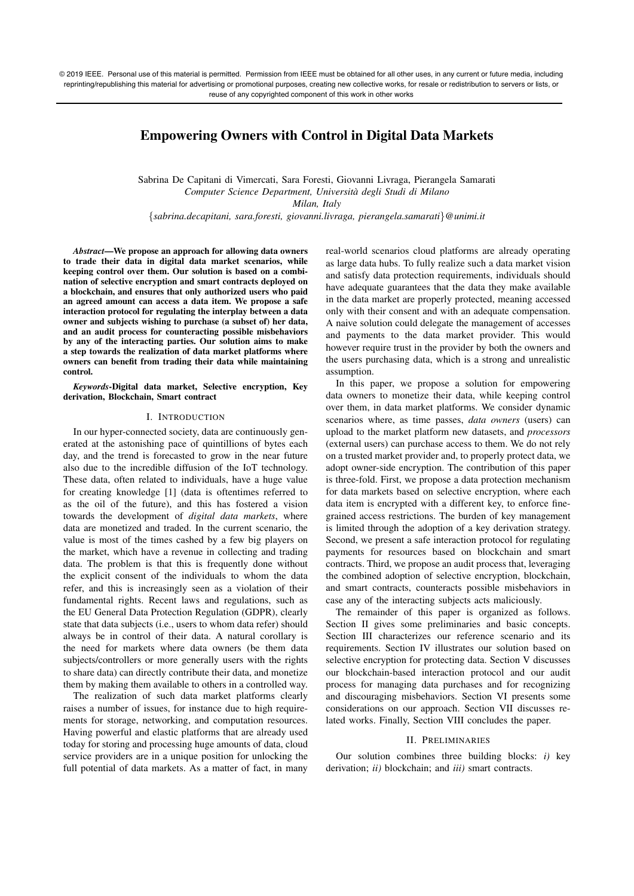© 2019 IEEE. Personal use of this material is permitted. Permission from IEEE must be obtained for all other uses, in any current or future media, including reprinting/republishing this material for advertising or promotional purposes, creating new collective works, for resale or redistribution to servers or lists, or reuse of any copyrighted component of this work in other works

# Empowering Owners with Control in Digital Data Markets

Sabrina De Capitani di Vimercati, Sara Foresti, Giovanni Livraga, Pierangela Samarati
*Computer Science Department, Università degli Studi di Milano*
*Milan, Italy*
{*sabrina.decapitani, sara.foresti, giovanni.livraga, pierangela.samarati*}*@unimi.it*

***Abstract*—We propose an approach for allowing data owners to trade their data in digital data market scenarios, while keeping control over them. Our solution is based on a combination of selective encryption and smart contracts deployed on a blockchain, and ensures that only authorized users who paid an agreed amount can access a data item. We propose a safe interaction protocol for regulating the interplay between a data owner and subjects wishing to purchase (a subset of) her data, and an audit process for counteracting possible misbehaviors by any of the interacting parties. Our solution aims to make a step towards the realization of data market platforms where owners can benefit from trading their data while maintaining control.**

***Keywords*-Digital data market, Selective encryption, Key derivation, Blockchain, Smart contract**

## I. Introduction

In our hyper-connected society, data are continuously generated at the astonishing pace of quintillions of bytes each day, and the trend is forecasted to grow in the near future also due to the incredible diffusion of the IoT technology. These data, often related to individuals, have a huge value for creating knowledge [1] (data is oftentimes referred to as the oil of the future), and this has fostered a vision towards the development of *digital data markets*, where data are monetized and traded. In the current scenario, the value is most of the times cashed by a few big players on the market, which have a revenue in collecting and trading data. The problem is that this is frequently done without the explicit consent of the individuals to whom the data refer, and this is increasingly seen as a violation of their fundamental rights. Recent laws and regulations, such as the EU General Data Protection Regulation (GDPR), clearly state that data subjects (i.e., users to whom data refer) should always be in control of their data. A natural corollary is the need for markets where data owners (be them data subjects/controllers or more generally users with the rights to share data) can directly contribute their data, and monetize them by making them available to others in a controlled way.

The realization of such data market platforms clearly raises a number of issues, for instance due to high requirements for storage, networking, and computation resources. Having powerful and elastic platforms that are already used today for storing and processing huge amounts of data, cloud service providers are in a unique position for unlocking the full potential of data markets. As a matter of fact, in many real-world scenarios cloud platforms are already operating as large data hubs. To fully realize such a data market vision and satisfy data protection requirements, individuals should have adequate guarantees that the data they make available in the data market are properly protected, meaning accessed only with their consent and with an adequate compensation. A naive solution could delegate the management of accesses and payments to the data market provider. This would however require trust in the provider by both the owners and the users purchasing data, which is a strong and unrealistic assumption.

In this paper, we propose a solution for empowering data owners to monetize their data, while keeping control over them, in data market platforms. We consider dynamic scenarios where, as time passes, *data owners* (users) can upload to the market platform new datasets, and *processors* (external users) can purchase access to them. We do not rely on a trusted market provider and, to properly protect data, we adopt owner-side encryption. The contribution of this paper is three-fold. First, we propose a data protection mechanism for data markets based on selective encryption, where each data item is encrypted with a different key, to enforce fine-grained access restrictions. The burden of key management is limited through the adoption of a key derivation strategy. Second, we present a safe interaction protocol for regulating payments for resources based on blockchain and smart contracts. Third, we propose an audit process that, leveraging the combined adoption of selective encryption, blockchain, and smart contracts, counteracts possible misbehaviors in case any of the interacting subjects acts maliciously.

The remainder of this paper is organized as follows. Section II gives some preliminaries and basic concepts. Section III characterizes our reference scenario and its requirements. Section IV illustrates our solution based on selective encryption for protecting data. Section V discusses our blockchain-based interaction protocol and our audit process for managing data purchases and for recognizing and discouraging misbehaviors. Section VI presents some considerations on our approach. Section VII discusses related works. Finally, Section VIII concludes the paper.

## II. Preliminaries

Our solution combines three building blocks: *i)* key derivation; *ii)* blockchain; and *iii)* smart contracts.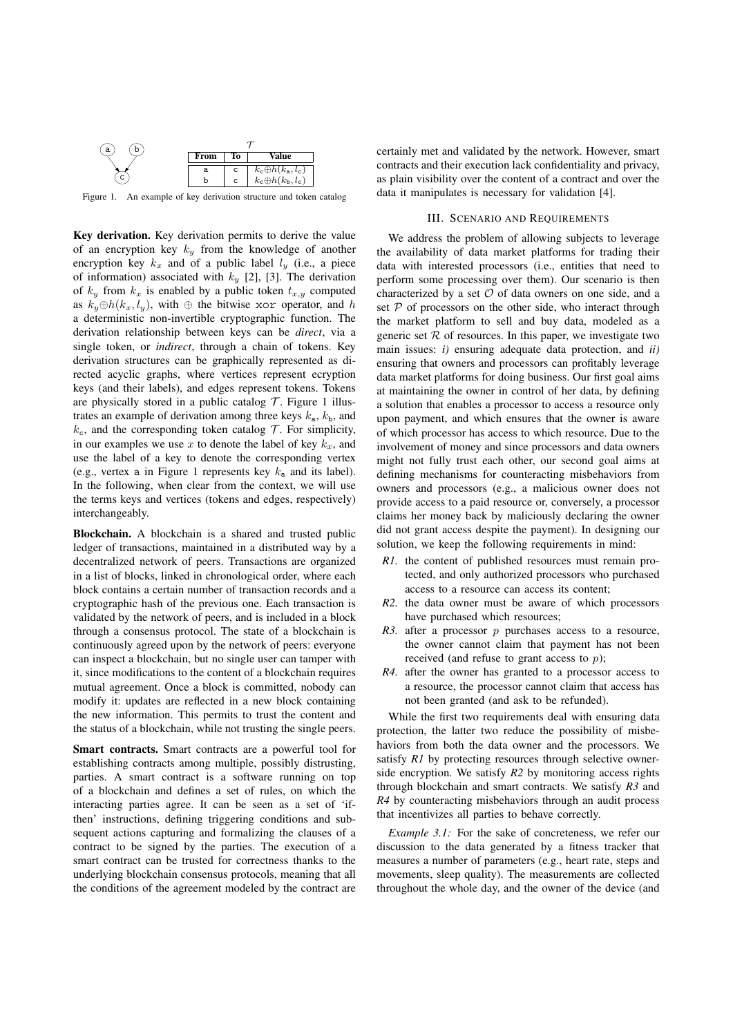| From | To | Value |
| --- | --- | --- |
| a | c | $k_c \oplus h(k_a, l_c)$ |
| b | c | $k_c \oplus h(k_b, l_c)$ |

Figure 1. An example of key derivation structure and token catalog

**Key derivation.** Key derivation permits to derive the value of an encryption key $k_y$ from the knowledge of another encryption key $k_x$ and of a public label $l_y$ (i.e., a piece of information) associated with $k_y$ [2], [3]. The derivation of $k_y$ from $k_x$ is enabled by a public token $t_{x,y}$ computed as $k_y \oplus h(k_x, l_y)$, with $\oplus$ the bitwise xor operator, and $h$ a deterministic non-invertible cryptographic function. The derivation relationship between keys can be *direct*, via a single token, or *indirect*, through a chain of tokens. Key derivation structures can be graphically represented as directed acyclic graphs, where vertices represent ecryption keys (and their labels), and edges represent tokens. Tokens are physically stored in a public catalog $\mathcal{T}$. Figure 1 illustrates an example of derivation among three keys $k_a$, $k_b$, and $k_c$, and the corresponding token catalog $\mathcal{T}$. For simplicity, in our examples we use $x$ to denote the label of key $k_x$, and use the label of a key to denote the corresponding vertex (e.g., vertex a in Figure 1 represents key $k_a$ and its label). In the following, when clear from the context, we will use the terms keys and vertices (tokens and edges, respectively) interchangeably.

**Blockchain.** A blockchain is a shared and trusted public ledger of transactions, maintained in a distributed way by a decentralized network of peers. Transactions are organized in a list of blocks, linked in chronological order, where each block contains a certain number of transaction records and a cryptographic hash of the previous one. Each transaction is validated by the network of peers, and is included in a block through a consensus protocol. The state of a blockchain is continuously agreed upon by the network of peers: everyone can inspect a blockchain, but no single user can tamper with it, since modifications to the content of a blockchain requires mutual agreement. Once a block is committed, nobody can modify it: updates are reflected in a new block containing the new information. This permits to trust the content and the status of a blockchain, while not trusting the single peers.

**Smart contracts.** Smart contracts are a powerful tool for establishing contracts among multiple, possibly distrusting, parties. A smart contract is a software running on top of a blockchain and defines a set of rules, on which the interacting parties agree. It can be seen as a set of 'if-then' instructions, defining triggering conditions and subsequent actions capturing and formalizing the clauses of a contract to be signed by the parties. The execution of a smart contract can be trusted for correctness thanks to the underlying blockchain consensus protocols, meaning that all the conditions of the agreement modeled by the contract are certainly met and validated by the network. However, smart contracts and their execution lack confidentiality and privacy, as plain visibility over the content of a contract and over the data it manipulates is necessary for validation [4].

## III. Scenario and Requirements

We address the problem of allowing subjects to leverage the availability of data market platforms for trading their data with interested processors (i.e., entities that need to perform some processing over them). Our scenario is then characterized by a set $\mathcal{O}$ of data owners on one side, and a set $\mathcal{P}$ of processors on the other side, who interact through the market platform to sell and buy data, modeled as a generic set $\mathcal{R}$ of resources. In this paper, we investigate two main issues: *i)* ensuring adequate data protection, and *ii)* ensuring that owners and processors can profitably leverage data market platforms for doing business. Our first goal aims at maintaining the owner in control of her data, by defining a solution that enables a processor to access a resource only upon payment, and which ensures that the owner is aware of which processor has access to which resource. Due to the involvement of money and since processors and data owners might not fully trust each other, our second goal aims at defining mechanisms for counteracting misbehaviors from owners and processors (e.g., a malicious owner does not provide access to a paid resource or, conversely, a processor claims her money back by maliciously declaring the owner did not grant access despite the payment). In designing our solution, we keep the following requirements in mind:

- *R1.* the content of published resources must remain protected, and only authorized processors who purchased access to a resource can access its content;
- *R2.* the data owner must be aware of which processors have purchased which resources;
- *R3.* after a processor $p$ purchases access to a resource, the owner cannot claim that payment has not been received (and refuse to grant access to $p$);
- *R4.* after the owner has granted to a processor access to a resource, the processor cannot claim that access has not been granted (and ask to be refunded).

While the first two requirements deal with ensuring data protection, the latter two reduce the possibility of misbehaviors from both the data owner and the processors. We satisfy *R1* by protecting resources through selective owner-side encryption. We satisfy *R2* by monitoring access rights through blockchain and smart contracts. We satisfy *R3* and *R4* by counteracting misbehaviors through an audit process that incentivizes all parties to behave correctly.

*Example 3.1:* For the sake of concreteness, we refer our discussion to the data generated by a fitness tracker that measures a number of parameters (e.g., heart rate, steps and movements, sleep quality). The measurements are collected throughout the whole day, and the owner of the device (and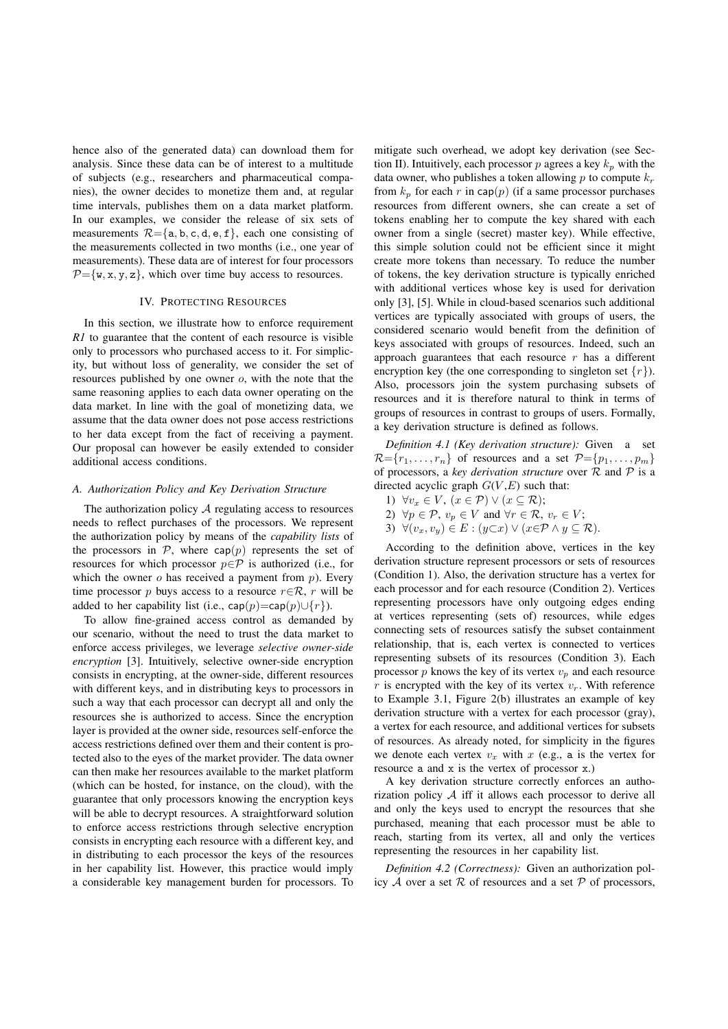hence also of the generated data) can download them for analysis. Since these data can be of interest to a multitude of subjects (e.g., researchers and pharmaceutical companies), the owner decides to monetize them and, at regular time intervals, publishes them on a data market platform. In our examples, we consider the release of six sets of measurements $\mathcal{R}$={a, b, c, d, e, f}, each one consisting of the measurements collected in two months (i.e., one year of measurements). These data are of interest for four processors $\mathcal{P}$={w, x, y, z}, which over time buy access to resources.

## IV. Protecting Resources

In this section, we illustrate how to enforce requirement *R1* to guarantee that the content of each resource is visible only to processors who purchased access to it. For simplicity, but without loss of generality, we consider the set of resources published by one owner $o$, with the note that the same reasoning applies to each data owner operating on the data market. In line with the goal of monetizing data, we assume that the data owner does not pose access restrictions to her data except from the fact of receiving a payment. Our proposal can however be easily extended to consider additional access conditions.

### A. Authorization Policy and Key Derivation Structure

The authorization policy $\mathcal{A}$ regulating access to resources needs to reflect purchases of the processors. We represent the authorization policy by means of the *capability lists* of the processors in $\mathcal{P}$, where $\mathsf{cap}(p)$ represents the set of resources for which processor $p \in \mathcal{P}$ is authorized (i.e., for which the owner $o$ has received a payment from $p$). Every time processor $p$ buys access to a resource $r \in \mathcal{R}$, $r$ will be added to her capability list (i.e., $\mathsf{cap}(p) = \mathsf{cap}(p) \cup \{r\}$).

To allow fine-grained access control as demanded by our scenario, without the need to trust the data market to enforce access privileges, we leverage *selective owner-side encryption* [3]. Intuitively, selective owner-side encryption consists in encrypting, at the owner-side, different resources with different keys, and in distributing keys to processors in such a way that each processor can decrypt all and only the resources she is authorized to access. Since the encryption layer is provided at the owner side, resources self-enforce the access restrictions defined over them and their content is protected also to the eyes of the market provider. The data owner can then make her resources available to the market platform (which can be hosted, for instance, on the cloud), with the guarantee that only processors knowing the encryption keys will be able to decrypt resources. A straightforward solution to enforce access restrictions through selective encryption consists in encrypting each resource with a different key, and in distributing to each processor the keys of the resources in her capability list. However, this practice would imply a considerable key management burden for processors. To mitigate such overhead, we adopt key derivation (see Section II). Intuitively, each processor $p$ agrees a key $k_p$ with the data owner, who publishes a token allowing $p$ to compute $k_r$ from $k_p$ for each $r$ in $\mathsf{cap}(p)$ (if a same processor purchases resources from different owners, she can create a set of tokens enabling her to compute the key shared with each owner from a single (secret) master key). While effective, this simple solution could not be efficient since it might create more tokens than necessary. To reduce the number of tokens, the key derivation structure is typically enriched with additional vertices whose key is used for derivation only [3], [5]. While in cloud-based scenarios such additional vertices are typically associated with groups of users, the considered scenario would benefit from the definition of keys associated with groups of resources. Indeed, such an approach guarantees that each resource $r$ has a different encryption key (the one corresponding to singleton set $\{r\}$). Also, processors join the system purchasing subsets of resources and it is therefore natural to think in terms of groups of resources in contrast to groups of users. Formally, a key derivation structure is defined as follows.

*Definition 4.1 (Key derivation structure):* Given a set $\mathcal{R}=\{r_1, \ldots, r_n\}$ of resources and a set $\mathcal{P}=\{p_1, \ldots, p_m\}$ of processors, a *key derivation structure* over $\mathcal{R}$ and $\mathcal{P}$ is a directed acyclic graph $G(V,E)$ such that:

1) $\forall v_x \in V$, $(x \in \mathcal{P}) \vee (x \subseteq \mathcal{R})$;
2) $\forall p \in \mathcal{P}$, $v_p \in V$ and $\forall r \in \mathcal{R}$, $v_r \in V$;
3) $\forall (v_x, v_y) \in E : (y \subset x) \vee (x \in \mathcal{P} \wedge y \subseteq \mathcal{R})$.

According to the definition above, vertices in the key derivation structure represent processors or sets of resources (Condition 1). Also, the derivation structure has a vertex for each processor and for each resource (Condition 2). Vertices representing processors have only outgoing edges ending at vertices representing (sets of) resources, while edges connecting sets of resources satisfy the subset containment relationship, that is, each vertex is connected to vertices representing subsets of its resources (Condition 3). Each processor $p$ knows the key of its vertex $v_p$ and each resource $r$ is encrypted with the key of its vertex $v_r$. With reference to Example 3.1, Figure 2(b) illustrates an example of key derivation structure with a vertex for each processor (gray), a vertex for each resource, and additional vertices for subsets of resources. As already noted, for simplicity in the figures we denote each vertex $v_x$ with $x$ (e.g., a is the vertex for resource a and x is the vertex of processor x.)

A key derivation structure correctly enforces an authorization policy $\mathcal{A}$ iff it allows each processor to derive all and only the keys used to encrypt the resources that she purchased, meaning that each processor must be able to reach, starting from its vertex, all and only the vertices representing the resources in her capability list.

*Definition 4.2 (Correctness):* Given an authorization policy $\mathcal{A}$ over a set $\mathcal{R}$ of resources and a set $\mathcal{P}$ of processors,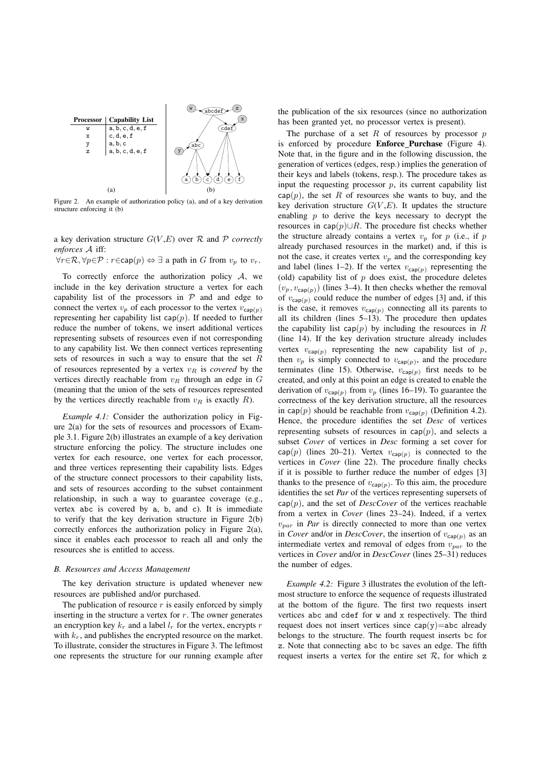| Processor | Capability List |
| --- | --- |
| w | a, b, c, d, e, f |
| x | c, d, e, f |
| y | a, b, c |
| z | a, b, c, d, e, f |

(a)

(b)

Figure 2. An example of authorization policy (a), and of a key derivation structure enforcing it (b)

a key derivation structure $G(V,E)$ over $\mathcal{R}$ and $\mathcal{P}$ *correctly enforces* $\mathcal{A}$ iff:
$\forall r \in \mathcal{R}, \forall p \in \mathcal{P} : r \in \mathsf{cap}(p) \Leftrightarrow \exists$ a path in $G$ from $v_p$ to $v_r$.

To correctly enforce the authorization policy $\mathcal{A}$, we include in the key derivation structure a vertex for each capability list of the processors in $\mathcal{P}$ and and edge to connect the vertex $v_p$ of each processor to the vertex $v_{\mathsf{cap}(p)}$ representing her capability list $\mathsf{cap}(p)$. If needed to further reduce the number of tokens, we insert additional vertices representing subsets of resources even if not corresponding to any capability list. We then connect vertices representing sets of resources in such a way to ensure that the set $R$ of resources represented by a vertex $v_R$ is *covered* by the vertices directly reachable from $v_R$ through an edge in $G$ (meaning that the union of the sets of resources represented by the vertices directly reachable from $v_R$ is exactly $R$).

*Example 4.1:* Consider the authorization policy in Figure 2(a) for the sets of resources and processors of Example 3.1. Figure 2(b) illustrates an example of a key derivation structure enforcing the policy. The structure includes one vertex for each resource, one vertex for each processor, and three vertices representing their capability lists. Edges of the structure connect processors to their capability lists, and sets of resources according to the subset containment relationship, in such a way to guarantee coverage (e.g., vertex abc is covered by a, b, and c). It is immediate to verify that the key derivation structure in Figure 2(b) correctly enforces the authorization policy in Figure 2(a), since it enables each processor to reach all and only the resources she is entitled to access.

### B. Resources and Access Management

The key derivation structure is updated whenever new resources are published and/or purchased.

The publication of resource $r$ is easily enforced by simply inserting in the structure a vertex for $r$. The owner generates an encryption key $k_r$ and a label $l_r$ for the vertex, encrypts $r$ with $k_r$, and publishes the encrypted resource on the market. To illustrate, consider the structures in Figure 3. The leftmost one represents the structure for our running example after the publication of the six resources (since no authorization has been granted yet, no processor vertex is present).

The purchase of a set $R$ of resources by processor $p$ is enforced by procedure **Enforce_Purchase** (Figure 4). Note that, in the figure and in the following discussion, the generation of vertices (edges, resp.) implies the generation of their keys and labels (tokens, resp.). The procedure takes as input the requesting processor $p$, its current capability list $\mathsf{cap}(p)$, the set $R$ of resources she wants to buy, and the key derivation structure $G(V,E)$. It updates the structure enabling $p$ to derive the keys necessary to decrypt the resources in $\mathsf{cap}(p) \cup R$. The procedure fist checks whether the structure already contains a vertex $v_p$ for $p$ (i.e., if $p$ already purchased resources in the market) and, if this is not the case, it creates vertex $v_p$ and the corresponding key and label (lines 1–2). If the vertex $v_{\mathsf{cap}(p)}$ representing the (old) capability list of $p$ does exist, the procedure deletes $(v_p, v_{\mathsf{cap}(p)})$ (lines 3–4). It then checks whether the removal of $v_{\mathsf{cap}(p)}$ could reduce the number of edges [3] and, if this is the case, it removes $v_{\mathsf{cap}(p)}$ connecting all its parents to all its children (lines 5–13). The procedure then updates the capability list $\mathsf{cap}(p)$ by including the resources in $R$ (line 14). If the key derivation structure already includes vertex $v_{\mathsf{cap}(p)}$ representing the new capability list of $p$, then $v_p$ is simply connected to $v_{\mathsf{cap}(p)}$, and the procedure terminates (line 15). Otherwise, $v_{\mathsf{cap}(p)}$ first needs to be created, and only at this point an edge is created to enable the derivation of $v_{\mathsf{cap}(p)}$ from $v_p$ (lines 16–19). To guarantee the correctness of the key derivation structure, all the resources in $\mathsf{cap}(p)$ should be reachable from $v_{\mathsf{cap}(p)}$ (Definition 4.2). Hence, the procedure identifies the set *Desc* of vertices representing subsets of resources in $\mathsf{cap}(p)$, and selects a subset *Cover* of vertices in *Desc* forming a set cover for $\mathsf{cap}(p)$ (lines 20–21). Vertex $v_{\mathsf{cap}(p)}$ is connected to the vertices in *Cover* (line 22). The procedure finally checks if it is possible to further reduce the number of edges [3] thanks to the presence of $v_{\mathsf{cap}(p)}$. To this aim, the procedure identifies the set *Par* of the vertices representing supersets of $\mathsf{cap}(p)$, and the set of *DescCover* of the vertices reachable from a vertex in *Cover* (lines 23–24). Indeed, if a vertex $v_{par}$ in *Par* is directly connected to more than one vertex in *Cover* and/or in *DescCover*, the insertion of $v_{\mathsf{cap}(p)}$ as an intermediate vertex and removal of edges from $v_{par}$ to the vertices in *Cover* and/or in *DescCover* (lines 25–31) reduces the number of edges.

*Example 4.2:* Figure 3 illustrates the evolution of the leftmost structure to enforce the sequence of requests illustrated at the bottom of the figure. The first two requests insert vertices abcd and cdef for w and x respectively. The third request does not insert vertices since $\mathsf{cap}(\mathtt{y})$=abc already belongs to the structure. The fourth request inserts bc for z. Note that connecting abc to bc saves an edge. The fifth request inserts a vertex for the entire set $\mathcal{R}$, for which z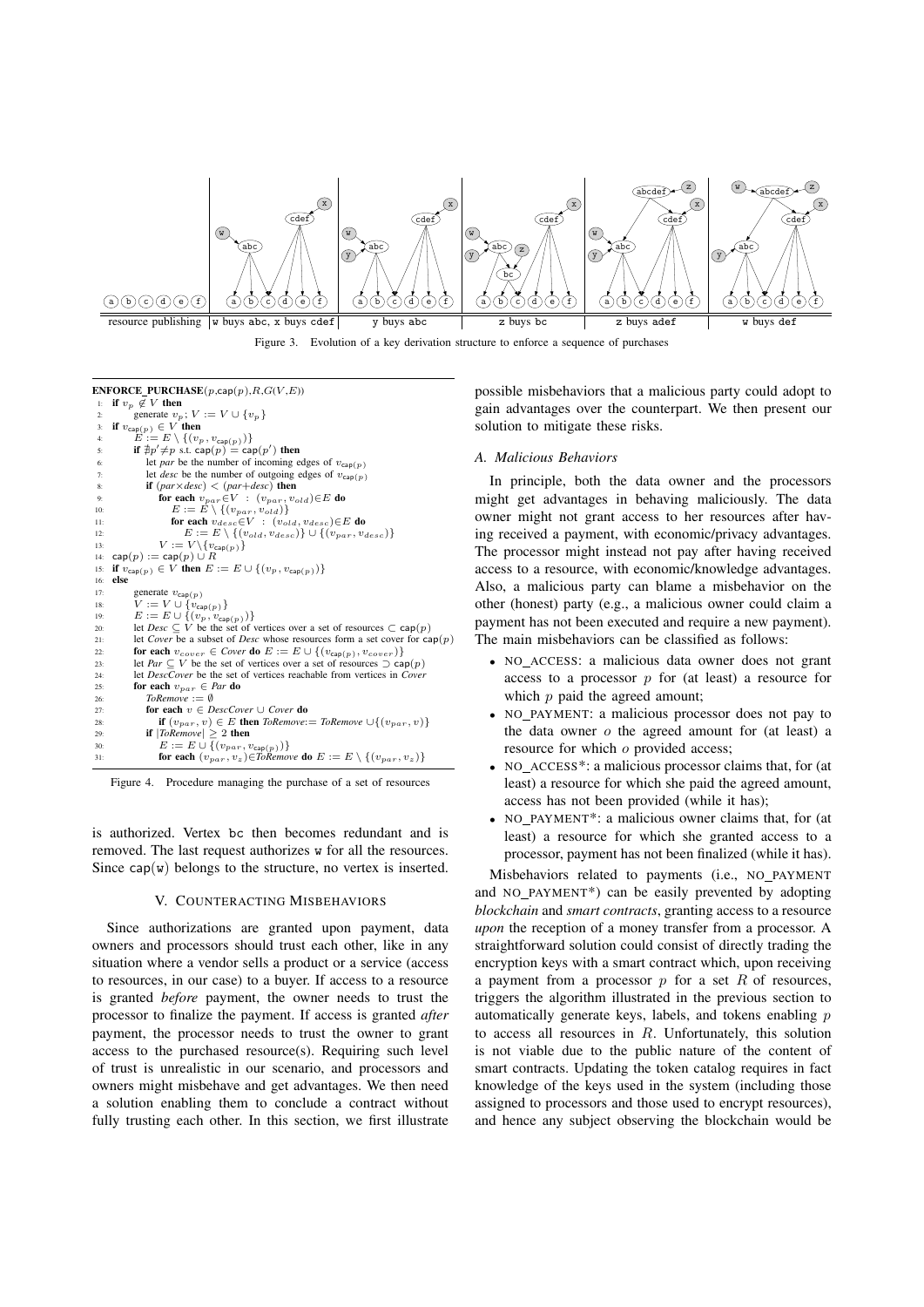Figure 3. Evolution of a key derivation structure to enforce a sequence of purchases

```
ENFORCE_PURCHASE(p,cap(p),R,G(V,E))
1:  if v_p ∉ V then
2:      generate v_p; V := V ∪ {v_p}
3:  if v_cap(p) ∈ V then
4:      E := E \ {(v_p, v_cap(p))}
5:      if ∄p'≠p s.t. cap(p) = cap(p') then
6:          let par be the number of incoming edges of v_cap(p)
7:          let desc be the number of outgoing edges of v_cap(p)
8:          if (par×desc) < (par+desc) then
9:              for each v_par∈V : (v_par, v_old)∈E do
10:                 E := E \ {(v_par, v_old)}
11:                 for each v_desc∈V : (v_old, v_desc)∈E do
12:                     E := E \ {(v_old, v_desc)} ∪ {(v_par, v_desc)}
13:             V := V\{v_cap(p)}
14: cap(p) := cap(p) ∪ R
15: if v_cap(p) ∈ V then E := E ∪ {(v_p, v_cap(p))}
16: else
17:     generate v_cap(p)
18:     V := V ∪ {v_cap(p)}
19:     E := E ∪ {(v_p, v_cap(p))}
20:     let Desc ⊆ V be the set of vertices over a set of resources ⊂ cap(p)
21:     let Cover be a subset of Desc whose resources form a set cover for cap(p)
22:     for each v_cover ∈ Cover do E := E ∪ {(v_cap(p), v_cover)}
23:     let Par ⊆ V be the set of vertices over a set of resources ⊃ cap(p)
24:     let DescCover be the set of vertices reachable from vertices in Cover
25:     for each v_par ∈ Par do
26:         ToRemove := ∅
27:         for each v ∈ DescCover ∪ Cover do
28:             if (v_par, v) ∈ E then ToRemove:= ToRemove ∪{(v_par, v)}
29:         if |ToRemove| ≥ 2 then
30:             E := E ∪ {(v_par, v_cap(p))}
31:             for each (v_par, v_z)∈ToRemove do E := E \ {(v_par, v_z)}
```

Figure 4. Procedure managing the purchase of a set of resources

is authorized. Vertex bc then becomes redundant and is removed. The last request authorizes w for all the resources. Since cap(w) belongs to the structure, no vertex is inserted.

## V. Counteracting Misbehaviors

Since authorizations are granted upon payment, data owners and processors should trust each other, like in any situation where a vendor sells a product or a service (access to resources, in our case) to a buyer. If access to a resource is granted *before* payment, the owner needs to trust the processor to finalize the payment. If access is granted *after* payment, the processor needs to trust the owner to grant access to the purchased resource(s). Requiring such level of trust is unrealistic in our scenario, and processors and owners might misbehave and get advantages. We then need a solution enabling them to conclude a contract without fully trusting each other. In this section, we first illustrate possible misbehaviors that a malicious party could adopt to gain advantages over the counterpart. We then present our solution to mitigate these risks.

### A. Malicious Behaviors

In principle, both the data owner and the processors might get advantages in behaving maliciously. The data owner might not grant access to her resources after having received a payment, with economic/privacy advantages. The processor might instead not pay after having received access to a resource, with economic/knowledge advantages. Also, a malicious party can blame a misbehavior on the other (honest) party (e.g., a malicious owner could claim a payment has not been executed and require a new payment). The main misbehaviors can be classified as follows:

- NO_ACCESS: a malicious data owner does not grant access to a processor $p$ for (at least) a resource for which $p$ paid the agreed amount;
- NO_PAYMENT: a malicious processor does not pay to the data owner $o$ the agreed amount for (at least) a resource for which $o$ provided access;
- NO_ACCESS*: a malicious processor claims that, for (at least) a resource for which she paid the agreed amount, access has not been provided (while it has);
- NO_PAYMENT*: a malicious owner claims that, for (at least) a resource for which she granted access to a processor, payment has not been finalized (while it has).

Misbehaviors related to payments (i.e., NO_PAYMENT and NO_PAYMENT*) can be easily prevented by adopting *blockchain* and *smart contracts*, granting access to a resource *upon* the reception of a money transfer from a processor. A straightforward solution could consist of directly trading the encryption keys with a smart contract which, upon receiving a payment from a processor $p$ for a set $R$ of resources, triggers the algorithm illustrated in the previous section to automatically generate keys, labels, and tokens enabling $p$ to access all resources in $R$. Unfortunately, this solution is not viable due to the public nature of the content of smart contracts. Updating the token catalog requires in fact knowledge of the keys used in the system (including those assigned to processors and those used to encrypt resources), and hence any subject observing the blockchain would be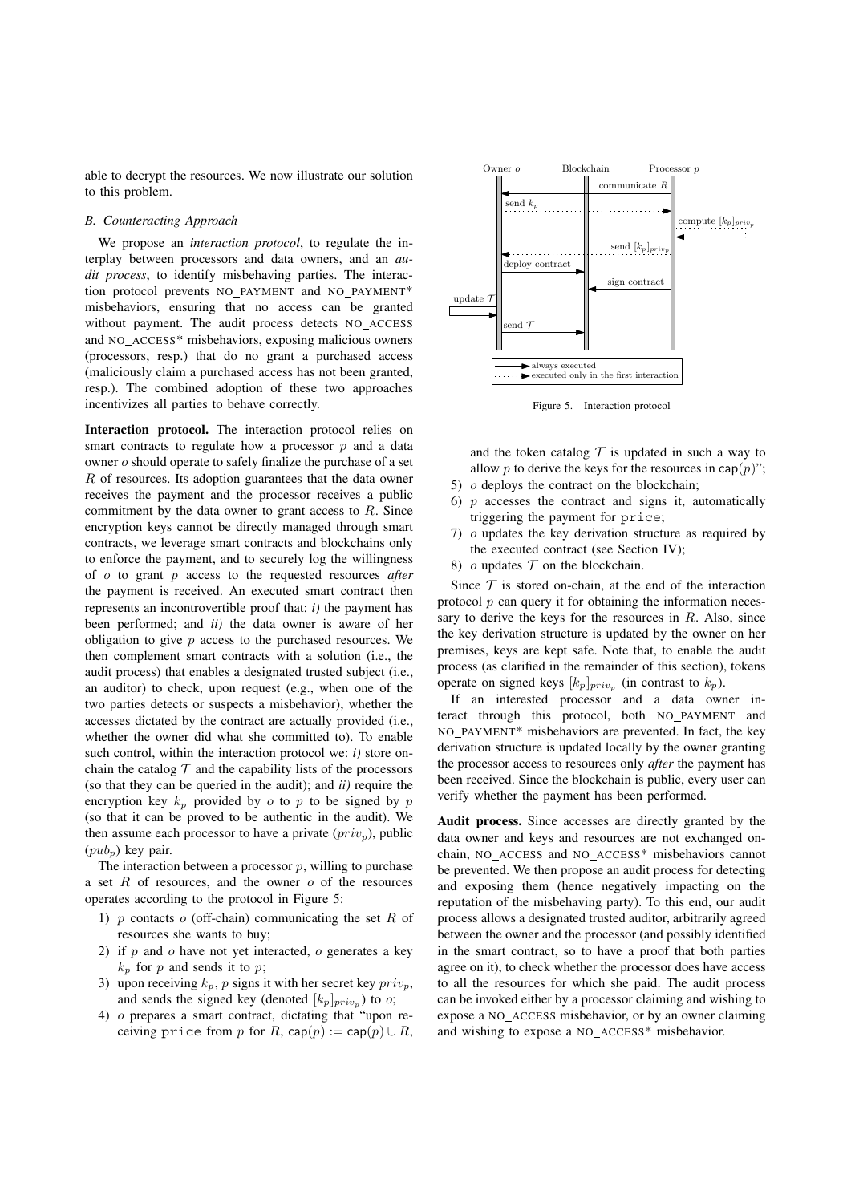able to decrypt the resources. We now illustrate our solution to this problem.

### B. Counteracting Approach

We propose an *interaction protocol*, to regulate the interplay between processors and data owners, and an *audit process*, to identify misbehaving parties. The interaction protocol prevents NO_PAYMENT and NO_PAYMENT* misbehaviors, ensuring that no access can be granted without payment. The audit process detects NO_ACCESS and NO_ACCESS* misbehaviors, exposing malicious owners (processors, resp.) that do no grant a purchased access (maliciously claim a purchased access has not been granted, resp.). The combined adoption of these two approaches incentivizes all parties to behave correctly.

**Interaction protocol.** The interaction protocol relies on smart contracts to regulate how a processor $p$ and a data owner $o$ should operate to safely finalize the purchase of a set $R$ of resources. Its adoption guarantees that the data owner receives the payment and the processor receives a public commitment by the data owner to grant access to $R$. Since encryption keys cannot be directly managed through smart contracts, we leverage smart contracts and blockchains only to enforce the payment, and to securely log the willingness of $o$ to grant $p$ access to the requested resources *after* the payment is received. An executed smart contract then represents an incontrovertible proof that: *i)* the payment has been performed; and *ii)* the data owner is aware of her obligation to give $p$ access to the purchased resources. We then complement smart contracts with a solution (i.e., the audit process) that enables a designated trusted subject (i.e., an auditor) to check, upon request (e.g., when one of the two parties detects or suspects a misbehavior), whether the accesses dictated by the contract are actually provided (i.e., whether the owner did what she committed to). To enable such control, within the interaction protocol we: *i)* store on-chain the catalog $\mathcal{T}$ and the capability lists of the processors (so that they can be queried in the audit); and *ii)* require the encryption key $k_p$ provided by $o$ to $p$ to be signed by $p$ (so that it can be proved to be authentic in the audit). We then assume each processor to have a private ($priv_p$), public ($pub_p$) key pair.

The interaction between a processor $p$, willing to purchase a set $R$ of resources, and the owner $o$ of the resources operates according to the protocol in Figure 5:

1) $p$ contacts $o$ (off-chain) communicating the set $R$ of resources she wants to buy;
2) if $p$ and $o$ have not yet interacted, $o$ generates a key $k_p$ for $p$ and sends it to $p$;
3) upon receiving $k_p$, $p$ signs it with her secret key $priv_p$, and sends the signed key (denoted $[k_p]_{priv_p}$) to $o$;
4) $o$ prepares a smart contract, dictating that "upon receiving price from $p$ for $R$, $\mathsf{cap}(p) := \mathsf{cap}(p) \cup R$, and the token catalog $\mathcal{T}$ is updated in such a way to allow $p$ to derive the keys for the resources in $\mathsf{cap}(p)$";
5) $o$ deploys the contract on the blockchain;
6) $p$ accesses the contract and signs it, automatically triggering the payment for price;
7) $o$ updates the key derivation structure as required by the executed contract (see Section IV);
8) $o$ updates $\mathcal{T}$ on the blockchain.

Owner $o$ | Blockchain | Processor $p$

communicate $R$ · send $k_p$ · compute $[k_p]_{priv_p}$ · send $[k_p]_{priv_p}$ · deploy contract · sign contract · update $\mathcal{T}$ · send $\mathcal{T}$

→ always executed; ⋯→ executed only in the first interaction

Figure 5. Interaction protocol

Since $\mathcal{T}$ is stored on-chain, at the end of the interaction protocol $p$ can query it for obtaining the information necessary to derive the keys for the resources in $R$. Also, since the key derivation structure is updated by the owner on her premises, keys are kept safe. Note that, to enable the audit process (as clarified in the remainder of this section), tokens operate on signed keys $[k_p]_{priv_p}$ (in contrast to $k_p$).

If an interested processor and a data owner interact through this protocol, both NO_PAYMENT and NO_PAYMENT* misbehaviors are prevented. In fact, the key derivation structure is updated locally by the owner granting the processor access to resources only *after* the payment has been received. Since the blockchain is public, every user can verify whether the payment has been performed.

**Audit process.** Since accesses are directly granted by the data owner and keys and resources are not exchanged on-chain, NO_ACCESS and NO_ACCESS* misbehaviors cannot be prevented. We then propose an audit process for detecting and exposing them (hence negatively impacting on the reputation of the misbehaving party). To this end, our audit process allows a designated trusted auditor, arbitrarily agreed between the owner and the processor (and possibly identified in the smart contract, so to have a proof that both parties agree on it), to check whether the processor does have access to all the resources for which she paid. The audit process can be invoked either by a processor claiming and wishing to expose a NO_ACCESS misbehavior, or by an owner claiming and wishing to expose a NO_ACCESS* misbehavior.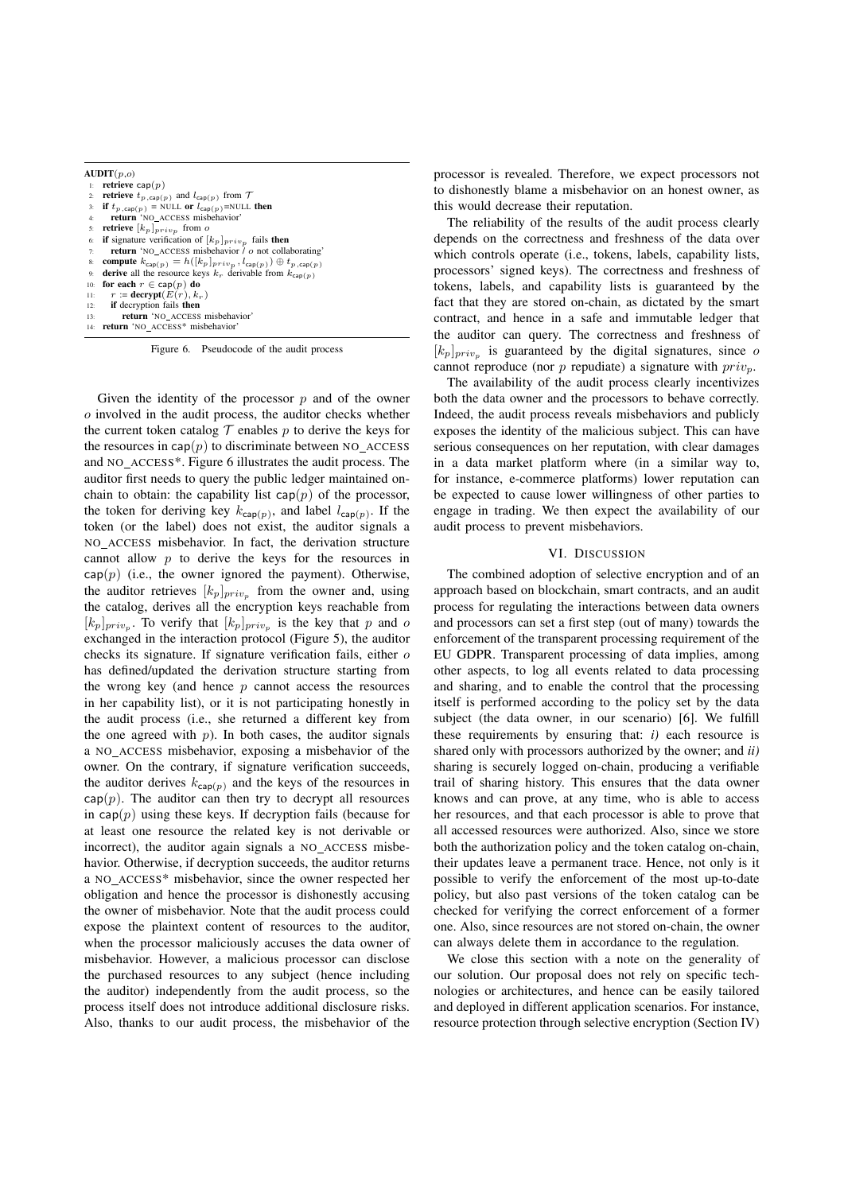```
AUDIT(p,o)
1:  retrieve cap(p)
2:  retrieve t_{p,cap(p)} and l_{cap(p)} from 𝒯
3:  if t_{p,cap(p)} = NULL or l_{cap(p)}=NULL then
4:     return 'NO_ACCESS misbehavior'
5:  retrieve [k_p]_{priv_p} from o
6:  if signature verification of [k_p]_{priv_p} fails then
7:     return 'NO_ACCESS misbehavior / o not collaborating'
8:  compute k_{cap(p)} = h([k_p]_{priv_p}, l_{cap(p)}) ⊕ t_{p,cap(p)}
9:  derive all the resource keys k_r derivable from k_{cap(p)}
10: for each r ∈ cap(p) do
11:    r := decrypt(E(r), k_r)
12:    if decryption fails then
13:       return 'NO_ACCESS misbehavior'
14: return 'NO_ACCESS* misbehavior'
```

Figure 6. Pseudocode of the audit process

Given the identity of the processor $p$ and of the owner $o$ involved in the audit process, the auditor checks whether the current token catalog $\mathcal{T}$ enables $p$ to derive the keys for the resources in $\mathsf{cap}(p)$ to discriminate between NO_ACCESS and NO_ACCESS*. Figure 6 illustrates the audit process. The auditor first needs to query the public ledger maintained on-chain to obtain: the capability list $\mathsf{cap}(p)$ of the processor, the token for deriving key $k_{\mathsf{cap}(p)}$, and label $l_{\mathsf{cap}(p)}$. If the token (or the label) does not exist, the auditor signals a NO_ACCESS misbehavior. In fact, the derivation structure cannot allow $p$ to derive the keys for the resources in $\mathsf{cap}(p)$ (i.e., the owner ignored the payment). Otherwise, the auditor retrieves $[k_p]_{priv_p}$ from the owner and, using the catalog, derives all the encryption keys reachable from $[k_p]_{priv_p}$. To verify that $[k_p]_{priv_p}$ is the key that $p$ and $o$ exchanged in the interaction protocol (Figure 5), the auditor checks its signature. If signature verification fails, either $o$ has defined/updated the derivation structure starting from the wrong key (and hence $p$ cannot access the resources in her capability list), or it is not participating honestly in the audit process (i.e., she returned a different key from the one agreed with $p$). In both cases, the auditor signals a NO_ACCESS misbehavior, exposing a misbehavior of the owner. On the contrary, if signature verification succeeds, the auditor derives $k_{\mathsf{cap}(p)}$ and the keys of the resources in $\mathsf{cap}(p)$. The auditor can then try to decrypt all resources in $\mathsf{cap}(p)$ using these keys. If decryption fails (because for at least one resource the related key is not derivable or incorrect), the auditor again signals a NO_ACCESS misbehavior. Otherwise, if decryption succeeds, the auditor returns a NO_ACCESS* misbehavior, since the owner respected her obligation and hence the processor is dishonestly accusing the owner of misbehavior. Note that the audit process could expose the plaintext content of resources to the auditor, when the processor maliciously accuses the data owner of misbehavior. However, a malicious processor can disclose the purchased resources to any subject (hence including the auditor) independently from the audit process, so the process itself does not introduce additional disclosure risks. Also, thanks to our audit process, the misbehavior of the processor is revealed. Therefore, we expect processors not to dishonestly blame a misbehavior on an honest owner, as this would decrease their reputation.

The reliability of the results of the audit process clearly depends on the correctness and freshness of the data over which controls operate (i.e., tokens, labels, capability lists, processors' signed keys). The correctness and freshness of tokens, labels, and capability lists is guaranteed by the fact that they are stored on-chain, as dictated by the smart contract, and hence in a safe and immutable ledger that the auditor can query. The correctness and freshness of $[k_p]_{priv_p}$ is guaranteed by the digital signatures, since $o$ cannot reproduce (nor $p$ repudiate) a signature with $priv_p$.

The availability of the audit process clearly incentivizes both the data owner and the processors to behave correctly. Indeed, the audit process reveals misbehaviors and publicly exposes the identity of the malicious subject. This can have serious consequences on her reputation, with clear damages in a data market platform where (in a similar way to, for instance, e-commerce platforms) lower reputation can be expected to cause lower willingness of other parties to engage in trading. We then expect the availability of our audit process to prevent misbehaviors.

## VI. Discussion

The combined adoption of selective encryption and of an approach based on blockchain, smart contracts, and an audit process for regulating the interactions between data owners and processors can set a first step (out of many) towards the enforcement of the transparent processing requirement of the EU GDPR. Transparent processing of data implies, among other aspects, to log all events related to data processing and sharing, and to enable the control that the processing itself is performed according to the policy set by the data subject (the data owner, in our scenario) [6]. We fulfill these requirements by ensuring that: *i)* each resource is shared only with processors authorized by the owner; and *ii)* sharing is securely logged on-chain, producing a verifiable trail of sharing history. This ensures that the data owner knows and can prove, at any time, who is able to access her resources, and that each processor is able to prove that all accessed resources were authorized. Also, since we store both the authorization policy and the token catalog on-chain, their updates leave a permanent trace. Hence, not only is it possible to verify the enforcement of the most up-to-date policy, but also past versions of the token catalog can be checked for verifying the correct enforcement of a former one. Also, since resources are not stored on-chain, the owner can always delete them in accordance to the regulation.

We close this section with a note on the generality of our solution. Our proposal does not rely on specific technologies or architectures, and hence can be easily tailored and deployed in different application scenarios. For instance, resource protection through selective encryption (Section IV)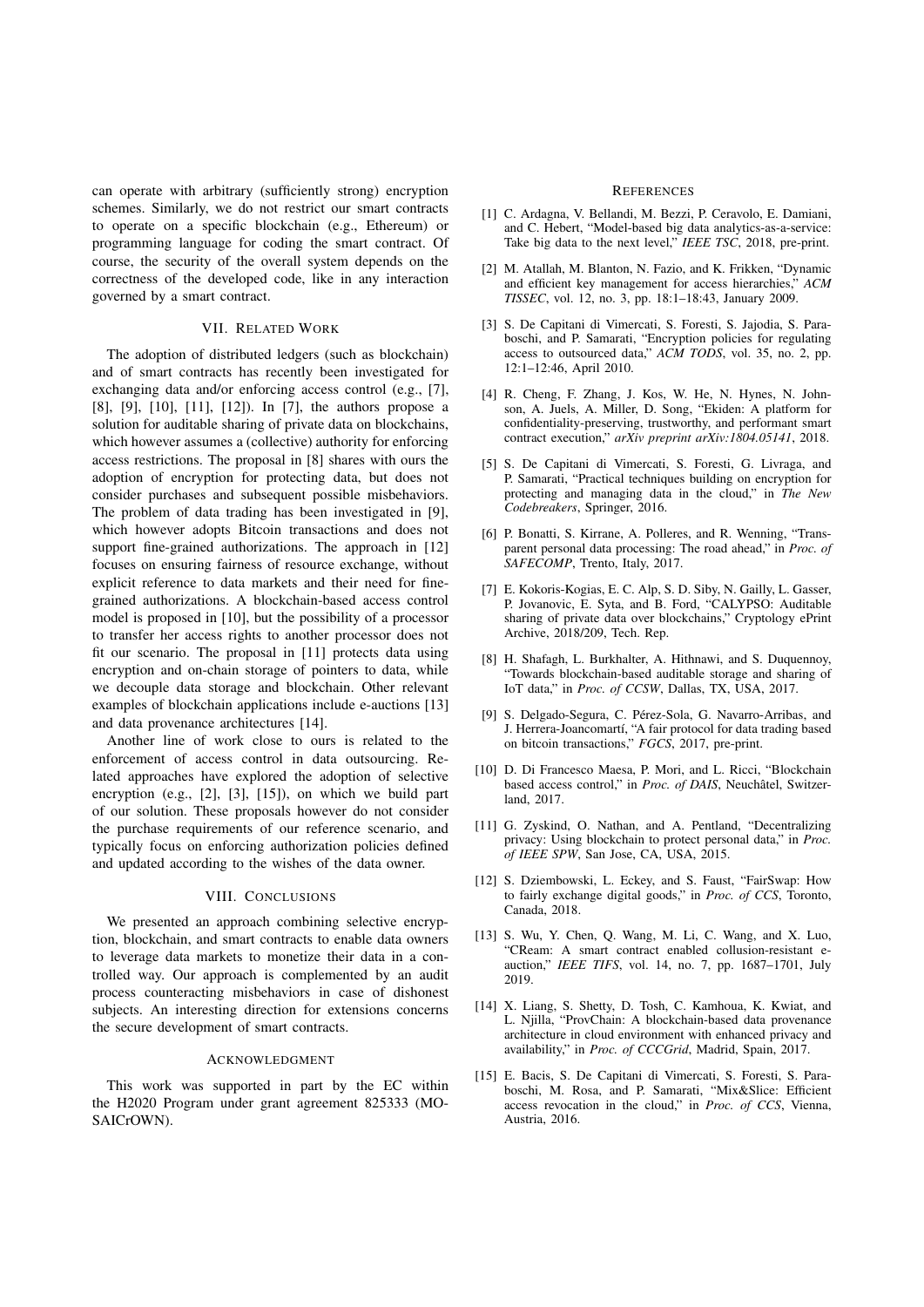can operate with arbitrary (sufficiently strong) encryption schemes. Similarly, we do not restrict our smart contracts to operate on a specific blockchain (e.g., Ethereum) or programming language for coding the smart contract. Of course, the security of the overall system depends on the correctness of the developed code, like in any interaction governed by a smart contract.

## VII. Related Work

The adoption of distributed ledgers (such as blockchain) and of smart contracts has recently been investigated for exchanging data and/or enforcing access control (e.g., [7], [8], [9], [10], [11], [12]). In [7], the authors propose a solution for auditable sharing of private data on blockchains, which however assumes a (collective) authority for enforcing access restrictions. The proposal in [8] shares with ours the adoption of encryption for protecting data, but does not consider purchases and subsequent possible misbehaviors. The problem of data trading has been investigated in [9], which however adopts Bitcoin transactions and does not support fine-grained authorizations. The approach in [12] focuses on ensuring fairness of resource exchange, without explicit reference to data markets and their need for fine-grained authorizations. A blockchain-based access control model is proposed in [10], but the possibility of a processor to transfer her access rights to another processor does not fit our scenario. The proposal in [11] protects data using encryption and on-chain storage of pointers to data, while we decouple data storage and blockchain. Other relevant examples of blockchain applications include e-auctions [13] and data provenance architectures [14].

Another line of work close to ours is related to the enforcement of access control in data outsourcing. Related approaches have explored the adoption of selective encryption (e.g., [2], [3], [15]), on which we build part of our solution. These proposals however do not consider the purchase requirements of our reference scenario, and typically focus on enforcing authorization policies defined and updated according to the wishes of the data owner.

## VIII. Conclusions

We presented an approach combining selective encryption, blockchain, and smart contracts to enable data owners to leverage data markets to monetize their data in a controlled way. Our approach is complemented by an audit process counteracting misbehaviors in case of dishonest subjects. An interesting direction for extensions concerns the secure development of smart contracts.

## Acknowledgment

This work was supported in part by the EC within the H2020 Program under grant agreement 825333 (MOSAICrOWN).

## References

[1] C. Ardagna, V. Bellandi, M. Bezzi, P. Ceravolo, E. Damiani, and C. Hebert, "Model-based big data analytics-as-a-service: Take big data to the next level," *IEEE TSC*, 2018, pre-print.

[2] M. Atallah, M. Blanton, N. Fazio, and K. Frikken, "Dynamic and efficient key management for access hierarchies," *ACM TISSEC*, vol. 12, no. 3, pp. 18:1–18:43, January 2009.

[3] S. De Capitani di Vimercati, S. Foresti, S. Jajodia, S. Paraboschi, and P. Samarati, "Encryption policies for regulating access to outsourced data," *ACM TODS*, vol. 35, no. 2, pp. 12:1–12:46, April 2010.

[4] R. Cheng, F. Zhang, J. Kos, W. He, N. Hynes, N. Johnson, A. Juels, A. Miller, D. Song, "Ekiden: A platform for confidentiality-preserving, trustworthy, and performant smart contract execution," *arXiv preprint arXiv:1804.05141*, 2018.

[5] S. De Capitani di Vimercati, S. Foresti, G. Livraga, and P. Samarati, "Practical techniques building on encryption for protecting and managing data in the cloud," in *The New Codebreakers*, Springer, 2016.

[6] P. Bonatti, S. Kirrane, A. Polleres, and R. Wenning, "Transparent personal data processing: The road ahead," in *Proc. of SAFECOMP*, Trento, Italy, 2017.

[7] E. Kokoris-Kogias, E. C. Alp, S. D. Siby, N. Gailly, L. Gasser, P. Jovanovic, E. Syta, and B. Ford, "CALYPSO: Auditable sharing of private data over blockchains," Cryptology ePrint Archive, 2018/209, Tech. Rep.

[8] H. Shafagh, L. Burkhalter, A. Hithnawi, and S. Duquennoy, "Towards blockchain-based auditable storage and sharing of IoT data," in *Proc. of CCSW*, Dallas, TX, USA, 2017.

[9] S. Delgado-Segura, C. Pérez-Sola, G. Navarro-Arribas, and J. Herrera-Joancomartí, "A fair protocol for data trading based on bitcoin transactions," *FGCS*, 2017, pre-print.

[10] D. Di Francesco Maesa, P. Mori, and L. Ricci, "Blockchain based access control," in *Proc. of DAIS*, Neuchâtel, Switzerland, 2017.

[11] G. Zyskind, O. Nathan, and A. Pentland, "Decentralizing privacy: Using blockchain to protect personal data," in *Proc. of IEEE SPW*, San Jose, CA, USA, 2015.

[12] S. Dziembowski, L. Eckey, and S. Faust, "FairSwap: How to fairly exchange digital goods," in *Proc. of CCS*, Toronto, Canada, 2018.

[13] S. Wu, Y. Chen, Q. Wang, M. Li, C. Wang, and X. Luo, "CReam: A smart contract enabled collusion-resistant e-auction," *IEEE TIFS*, vol. 14, no. 7, pp. 1687–1701, July 2019.

[14] X. Liang, S. Shetty, D. Tosh, C. Kamhoua, K. Kwiat, and L. Njilla, "ProvChain: A blockchain-based data provenance architecture in cloud environment with enhanced privacy and availability," in *Proc. of CCCGrid*, Madrid, Spain, 2017.

[15] E. Bacis, S. De Capitani di Vimercati, S. Foresti, S. Paraboschi, M. Rosa, and P. Samarati, "Mix&Slice: Efficient access revocation in the cloud," in *Proc. of CCS*, Vienna, Austria, 2016.